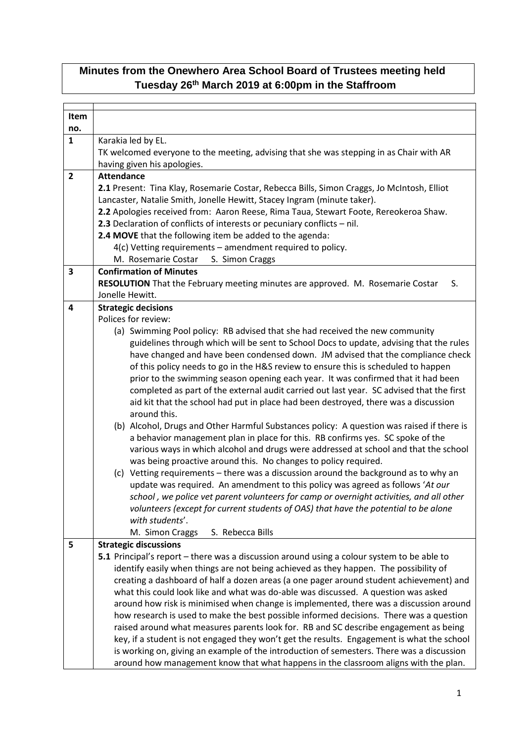# Minutes from the Onewhero Area School Board of Trustees meeting held Tuesday 26th March 2019 at 6:00pm in the Staffroom

| Item no. | |
|---|---|
| **1** | Karakia led by EL.<br>TK welcomed everyone to the meeting, advising that she was stepping in as Chair with AR having given his apologies. |
| **2** | **Attendance**<br>**2.1** Present: Tina Klay, Rosemarie Costar, Rebecca Bills, Simon Craggs, Jo McIntosh, Elliot Lancaster, Natalie Smith, Jonelle Hewitt, Stacey Ingram (minute taker).<br>**2.2** Apologies received from: Aaron Reese, Rima Taua, Stewart Foote, Rereokeroa Shaw.<br>**2.3** Declaration of conflicts of interests or pecuniary conflicts – nil.<br>**2.4 MOVE** that the following item be added to the agenda:<br>4(c) Vetting requirements – amendment required to policy.<br>M. Rosemarie Costar S. Simon Craggs |
| **3** | **Confirmation of Minutes**<br>**RESOLUTION** That the February meeting minutes are approved. M. Rosemarie Costar S. Jonelle Hewitt. |
| **4** | **Strategic decisions**<br>Polices for review:<br>(a) Swimming Pool policy: RB advised that she had received the new community guidelines through which will be sent to School Docs to update, advising that the rules have changed and have been condensed down. JM advised that the compliance check of this policy needs to go in the H&S review to ensure this is scheduled to happen prior to the swimming season opening each year. It was confirmed that it had been completed as part of the external audit carried out last year. SC advised that the first aid kit that the school had put in place had been destroyed, there was a discussion around this.<br>(b) Alcohol, Drugs and Other Harmful Substances policy: A question was raised if there is a behavior management plan in place for this. RB confirms yes. SC spoke of the various ways in which alcohol and drugs were addressed at school and that the school was being proactive around this. No changes to policy required.<br>(c) Vetting requirements – there was a discussion around the background as to why an update was required. An amendment to this policy was agreed as follows '*At our school , we police vet parent volunteers for camp or overnight activities, and all other volunteers (except for current students of OAS) that have the potential to be alone with students*'.<br>M. Simon Craggs S. Rebecca Bills |
| **5** | **Strategic discussions**<br>**5.1** Principal's report – there was a discussion around using a colour system to be able to identify easily when things are not being achieved as they happen. The possibility of creating a dashboard of half a dozen areas (a one pager around student achievement) and what this could look like and what was do-able was discussed. A question was asked around how risk is minimised when change is implemented, there was a discussion around how research is used to make the best possible informed decisions. There was a question raised around what measures parents look for. RB and SC describe engagement as being key, if a student is not engaged they won't get the results. Engagement is what the school is working on, giving an example of the introduction of semesters. There was a discussion around how management know that what happens in the classroom aligns with the plan. |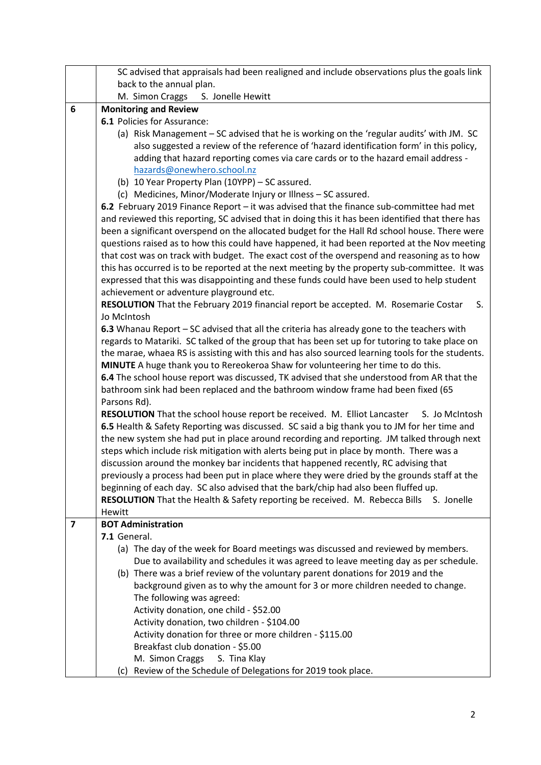| | |
|---|---|
| | SC advised that appraisals had been realigned and include observations plus the goals link back to the annual plan.<br>M. Simon Craggs S. Jonelle Hewitt |
| **6** | **Monitoring and Review**<br>**6.1** Policies for Assurance:<br>(a) Risk Management – SC advised that he is working on the 'regular audits' with JM. SC also suggested a review of the reference of 'hazard identification form' in this policy, adding that hazard reporting comes via care cards or to the hazard email address - hazards@onewhero.school.nz<br>(b) 10 Year Property Plan (10YPP) – SC assured.<br>(c) Medicines, Minor/Moderate Injury or Illness – SC assured.<br>**6.2** February 2019 Finance Report – it was advised that the finance sub-committee had met and reviewed this reporting, SC advised that in doing this it has been identified that there has been a significant overspend on the allocated budget for the Hall Rd school house. There were questions raised as to how this could have happened, it had been reported at the Nov meeting that cost was on track with budget. The exact cost of the overspend and reasoning as to how this has occurred is to be reported at the next meeting by the property sub-committee. It was expressed that this was disappointing and these funds could have been used to help student achievement or adventure playground etc.<br>**RESOLUTION** That the February 2019 financial report be accepted. M. Rosemarie Costar S. Jo McIntosh<br>**6.3** Whanau Report – SC advised that all the criteria has already gone to the teachers with regards to Matariki. SC talked of the group that has been set up for tutoring to take place on the marae, whaea RS is assisting with this and has also sourced learning tools for the students.<br>**MINUTE** A huge thank you to Rereokeroa Shaw for volunteering her time to do this.<br>**6.4** The school house report was discussed, TK advised that she understood from AR that the bathroom sink had been replaced and the bathroom window frame had been fixed (65 Parsons Rd).<br>**RESOLUTION** That the school house report be received. M. Elliot Lancaster S. Jo McIntosh<br>**6.5** Health & Safety Reporting was discussed. SC said a big thank you to JM for her time and the new system she had put in place around recording and reporting. JM talked through next steps which include risk mitigation with alerts being put in place by month. There was a discussion around the monkey bar incidents that happened recently, RC advising that previously a process had been put in place where they were dried by the grounds staff at the beginning of each day. SC also advised that the bark/chip had also been fluffed up.<br>**RESOLUTION** That the Health & Safety reporting be received. M. Rebecca Bills S. Jonelle Hewitt |
| **7** | **BOT Administration**<br>**7.1** General.<br>(a) The day of the week for Board meetings was discussed and reviewed by members. Due to availability and schedules it was agreed to leave meeting day as per schedule.<br>(b) There was a brief review of the voluntary parent donations for 2019 and the background given as to why the amount for 3 or more children needed to change. The following was agreed:<br>Activity donation, one child - $52.00<br>Activity donation, two children - $104.00<br>Activity donation for three or more children - $115.00<br>Breakfast club donation - $5.00<br>M. Simon Craggs S. Tina Klay<br>(c) Review of the Schedule of Delegations for 2019 took place. |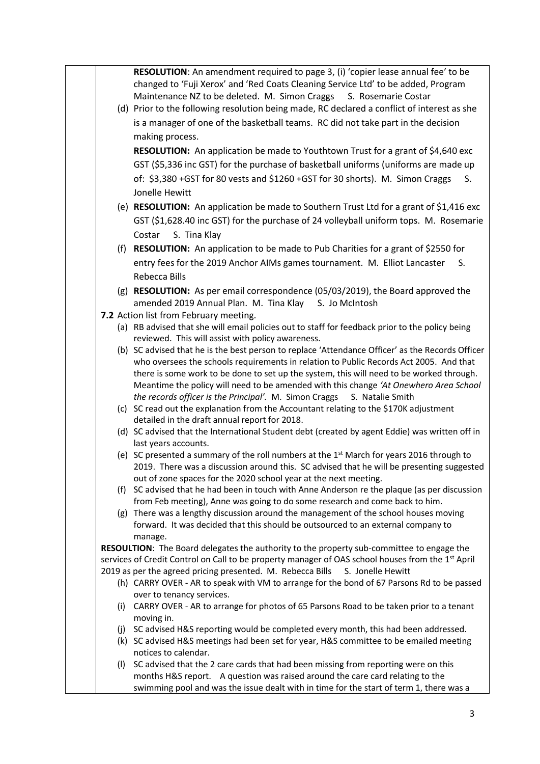**RESOLUTION**: An amendment required to page 3, (i) 'copier lease annual fee' to be changed to 'Fuji Xerox' and 'Red Coats Cleaning Service Ltd' to be added, Program Maintenance NZ to be deleted. M. Simon Craggs S. Rosemarie Costar

(d) Prior to the following resolution being made, RC declared a conflict of interest as she is a manager of one of the basketball teams. RC did not take part in the decision making process.

**RESOLUTION:** An application be made to Youthtown Trust for a grant of $4,640 exc GST ($5,336 inc GST) for the purchase of basketball uniforms (uniforms are made up of: $3,380 +GST for 80 vests and $1260 +GST for 30 shorts). M. Simon Craggs S. Jonelle Hewitt

(e) **RESOLUTION:** An application be made to Southern Trust Ltd for a grant of $1,416 exc GST ($1,628.40 inc GST) for the purchase of 24 volleyball uniform tops. M. Rosemarie Costar S. Tina Klay

(f) **RESOLUTION:** An application to be made to Pub Charities for a grant of $2550 for entry fees for the 2019 Anchor AIMs games tournament. M. Elliot Lancaster S. Rebecca Bills

(g) **RESOLUTION:** As per email correspondence (05/03/2019), the Board approved the amended 2019 Annual Plan. M. Tina Klay S. Jo McIntosh

**7.2** Action list from February meeting.

(a) RB advised that she will email policies out to staff for feedback prior to the policy being reviewed. This will assist with policy awareness.

(b) SC advised that he is the best person to replace 'Attendance Officer' as the Records Officer who oversees the schools requirements in relation to Public Records Act 2005. And that there is some work to be done to set up the system, this will need to be worked through. Meantime the policy will need to be amended with this change *'At Onewhero Area School the records officer is the Principal'*. M. Simon Craggs S. Natalie Smith

(c) SC read out the explanation from the Accountant relating to the $170K adjustment detailed in the draft annual report for 2018.

(d) SC advised that the International Student debt (created by agent Eddie) was written off in last years accounts.

(e) SC presented a summary of the roll numbers at the 1st March for years 2016 through to 2019. There was a discussion around this. SC advised that he will be presenting suggested out of zone spaces for the 2020 school year at the next meeting.

(f) SC advised that he had been in touch with Anne Anderson re the plaque (as per discussion from Feb meeting), Anne was going to do some research and come back to him.

(g) There was a lengthy discussion around the management of the school houses moving forward. It was decided that this should be outsourced to an external company to manage.

**RESOULTION**: The Board delegates the authority to the property sub-committee to engage the services of Credit Control on Call to be property manager of OAS school houses from the 1st April 2019 as per the agreed pricing presented. M. Rebecca Bills S. Jonelle Hewitt

(h) CARRY OVER - AR to speak with VM to arrange for the bond of 67 Parsons Rd to be passed over to tenancy services.

(i) CARRY OVER - AR to arrange for photos of 65 Parsons Road to be taken prior to a tenant moving in.

(j) SC advised H&S reporting would be completed every month, this had been addressed.

(k) SC advised H&S meetings had been set for year, H&S committee to be emailed meeting notices to calendar.

(l) SC advised that the 2 care cards that had been missing from reporting were on this months H&S report. A question was raised around the care card relating to the swimming pool and was the issue dealt with in time for the start of term 1, there was a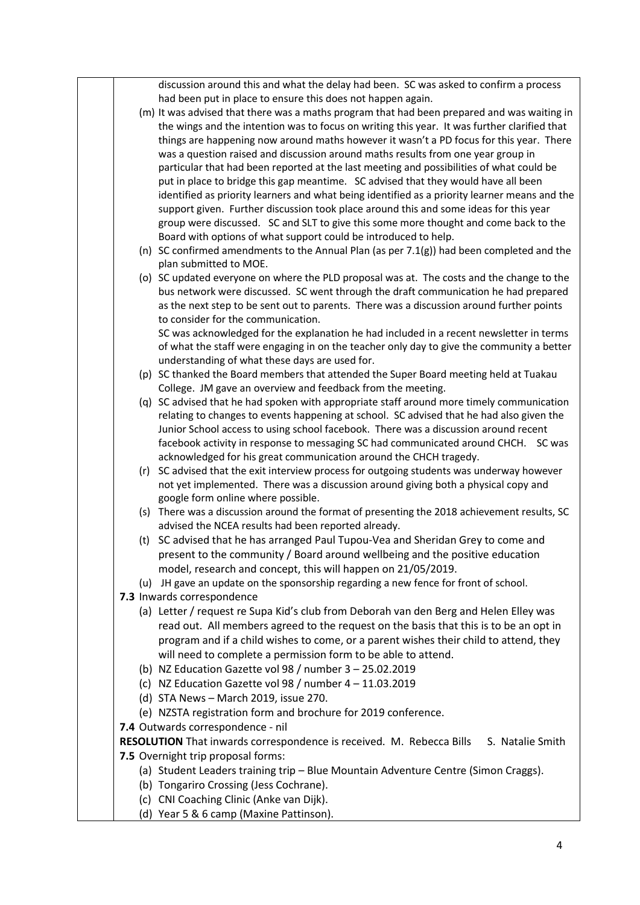discussion around this and what the delay had been. SC was asked to confirm a process had been put in place to ensure this does not happen again.

(m) It was advised that there was a maths program that had been prepared and was waiting in the wings and the intention was to focus on writing this year. It was further clarified that things are happening now around maths however it wasn't a PD focus for this year. There was a question raised and discussion around maths results from one year group in particular that had been reported at the last meeting and possibilities of what could be put in place to bridge this gap meantime. SC advised that they would have all been identified as priority learners and what being identified as a priority learner means and the support given. Further discussion took place around this and some ideas for this year group were discussed. SC and SLT to give this some more thought and come back to the Board with options of what support could be introduced to help.

(n) SC confirmed amendments to the Annual Plan (as per 7.1(g)) had been completed and the plan submitted to MOE.

(o) SC updated everyone on where the PLD proposal was at. The costs and the change to the bus network were discussed. SC went through the draft communication he had prepared as the next step to be sent out to parents. There was a discussion around further points to consider for the communication.
SC was acknowledged for the explanation he had included in a recent newsletter in terms of what the staff were engaging in on the teacher only day to give the community a better understanding of what these days are used for.

(p) SC thanked the Board members that attended the Super Board meeting held at Tuakau College. JM gave an overview and feedback from the meeting.

(q) SC advised that he had spoken with appropriate staff around more timely communication relating to changes to events happening at school. SC advised that he had also given the Junior School access to using school facebook. There was a discussion around recent facebook activity in response to messaging SC had communicated around CHCH. SC was acknowledged for his great communication around the CHCH tragedy.

(r) SC advised that the exit interview process for outgoing students was underway however not yet implemented. There was a discussion around giving both a physical copy and google form online where possible.

(s) There was a discussion around the format of presenting the 2018 achievement results, SC advised the NCEA results had been reported already.

(t) SC advised that he has arranged Paul Tupou-Vea and Sheridan Grey to come and present to the community / Board around wellbeing and the positive education model, research and concept, this will happen on 21/05/2019.

(u) JH gave an update on the sponsorship regarding a new fence for front of school.

**7.3** Inwards correspondence

(a) Letter / request re Supa Kid's club from Deborah van den Berg and Helen Elley was read out. All members agreed to the request on the basis that this is to be an opt in program and if a child wishes to come, or a parent wishes their child to attend, they will need to complete a permission form to be able to attend.

(b) NZ Education Gazette vol 98 / number 3 – 25.02.2019

(c) NZ Education Gazette vol 98 / number 4 – 11.03.2019

(d) STA News – March 2019, issue 270.

(e) NZSTA registration form and brochure for 2019 conference.

**7.4** Outwards correspondence - nil

**RESOLUTION** That inwards correspondence is received. M. Rebecca Bills S. Natalie Smith

**7.5** Overnight trip proposal forms:

(a) Student Leaders training trip – Blue Mountain Adventure Centre (Simon Craggs).

(b) Tongariro Crossing (Jess Cochrane).

(c) CNI Coaching Clinic (Anke van Dijk).

(d) Year 5 & 6 camp (Maxine Pattinson).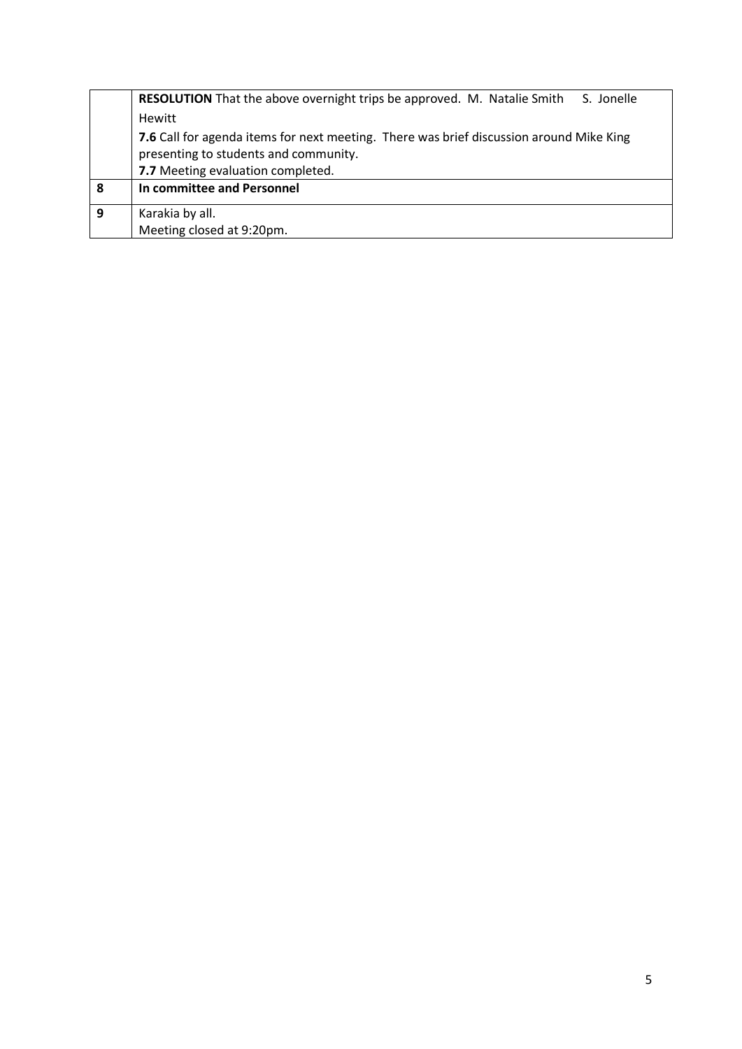| | |
|---|---|
| | **RESOLUTION** That the above overnight trips be approved. M. Natalie Smith S. Jonelle Hewitt<br>**7.6** Call for agenda items for next meeting. There was brief discussion around Mike King presenting to students and community.<br>**7.7** Meeting evaluation completed. |
| **8** | **In committee and Personnel** |
| **9** | Karakia by all.<br>Meeting closed at 9:20pm. |